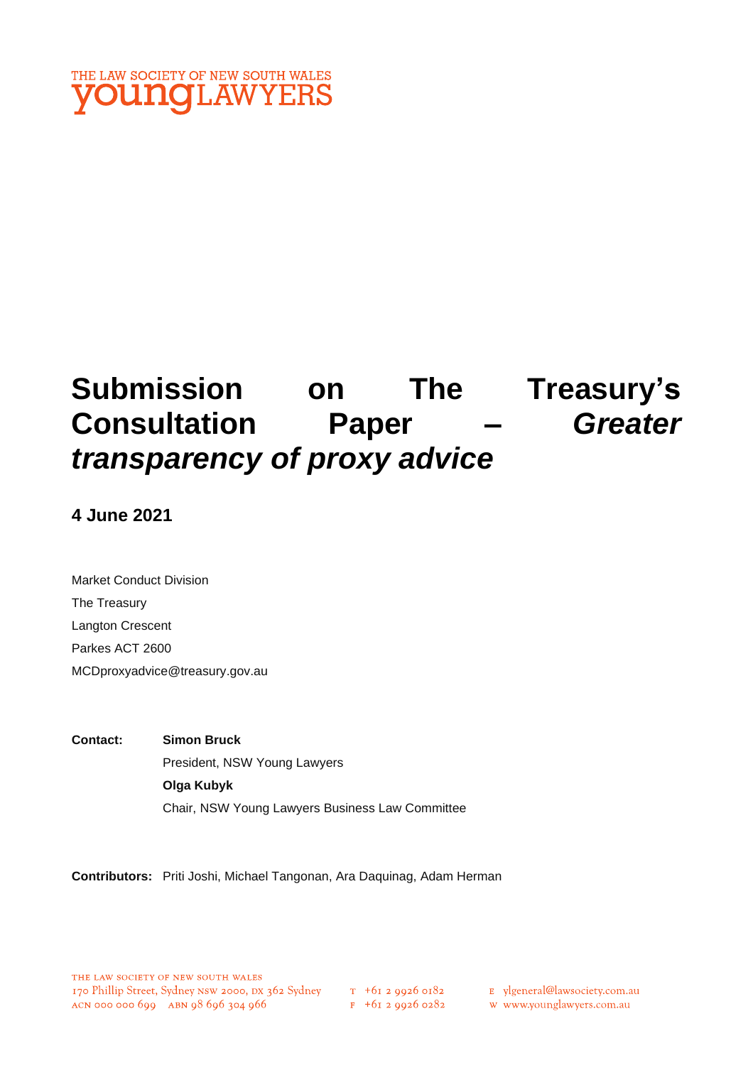THE LAW SOCIETY OF NEW SOUTH WALES
young LAWYERS

# Submission on The Treasury's Consultation Paper – *Greater transparency of proxy advice*

**4 June 2021**

Market Conduct Division
The Treasury
Langton Crescent
Parkes ACT 2600
MCDproxyadvice@treasury.gov.au

**Contact:** **Simon Bruck**
President, NSW Young Lawyers
**Olga Kubyk**
Chair, NSW Young Lawyers Business Law Committee

**Contributors:** Priti Joshi, Michael Tangonan, Ara Daquinag, Adam Herman

THE LAW SOCIETY OF NEW SOUTH WALES
170 Phillip Street, Sydney NSW 2000, DX 362 Sydney
ACN 000 000 699 ABN 98 696 304 966
T +61 2 9926 0182
F +61 2 9926 0282
E ylgeneral@lawsociety.com.au
W www.younglawyers.com.au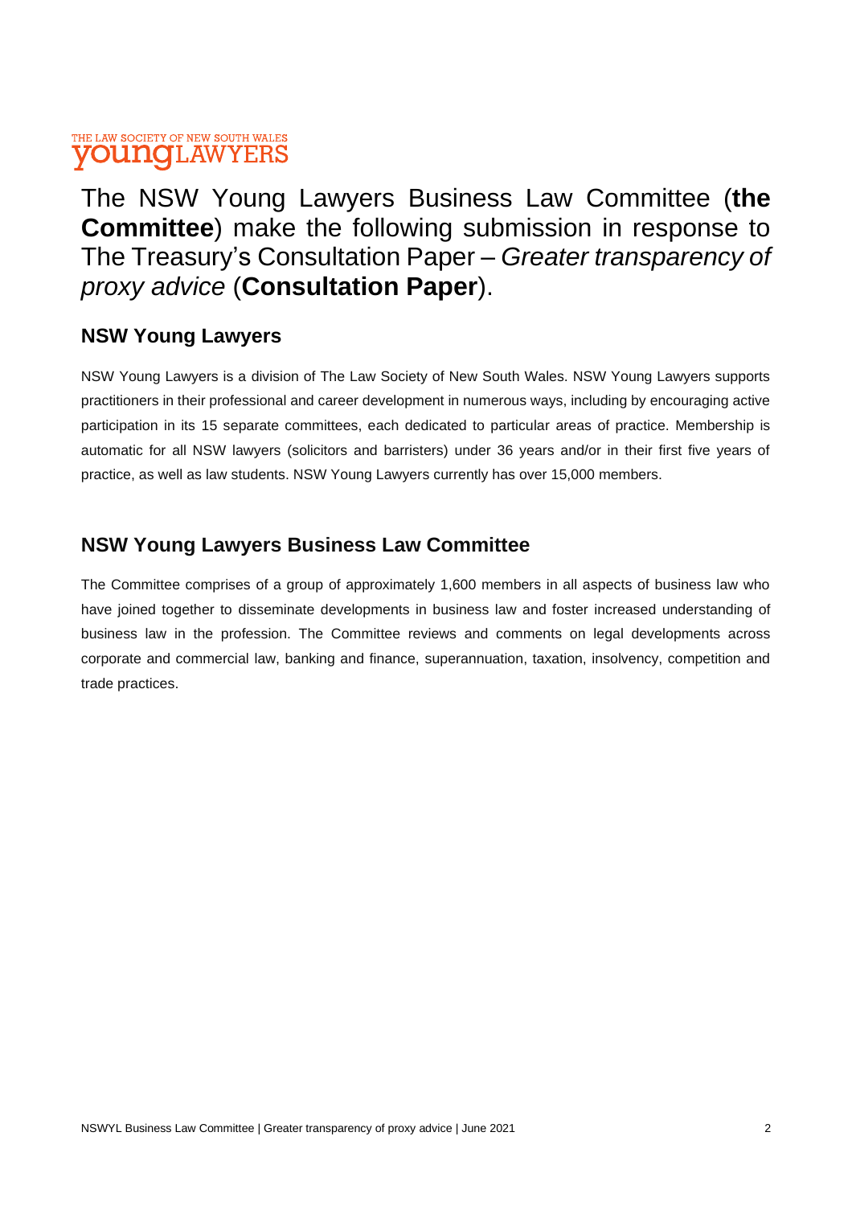THE LAW SOCIETY OF NEW SOUTH WALES
**young**LAWYERS

The NSW Young Lawyers Business Law Committee (**the Committee**) make the following submission in response to The Treasury's Consultation Paper – *Greater transparency of proxy advice* (**Consultation Paper**).

## NSW Young Lawyers

NSW Young Lawyers is a division of The Law Society of New South Wales. NSW Young Lawyers supports practitioners in their professional and career development in numerous ways, including by encouraging active participation in its 15 separate committees, each dedicated to particular areas of practice. Membership is automatic for all NSW lawyers (solicitors and barristers) under 36 years and/or in their first five years of practice, as well as law students. NSW Young Lawyers currently has over 15,000 members.

## NSW Young Lawyers Business Law Committee

The Committee comprises of a group of approximately 1,600 members in all aspects of business law who have joined together to disseminate developments in business law and foster increased understanding of business law in the profession. The Committee reviews and comments on legal developments across corporate and commercial law, banking and finance, superannuation, taxation, insolvency, competition and trade practices.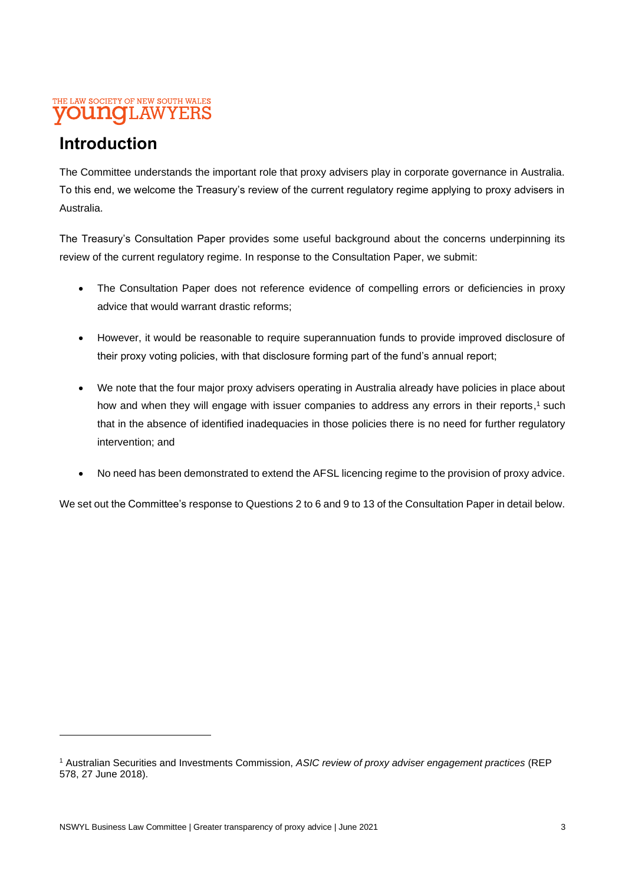## Introduction

The Committee understands the important role that proxy advisers play in corporate governance in Australia. To this end, we welcome the Treasury's review of the current regulatory regime applying to proxy advisers in Australia.

The Treasury's Consultation Paper provides some useful background about the concerns underpinning its review of the current regulatory regime. In response to the Consultation Paper, we submit:

- The Consultation Paper does not reference evidence of compelling errors or deficiencies in proxy advice that would warrant drastic reforms;
- However, it would be reasonable to require superannuation funds to provide improved disclosure of their proxy voting policies, with that disclosure forming part of the fund's annual report;
- We note that the four major proxy advisers operating in Australia already have policies in place about how and when they will engage with issuer companies to address any errors in their reports,[1] such that in the absence of identified inadequacies in those policies there is no need for further regulatory intervention; and
- No need has been demonstrated to extend the AFSL licencing regime to the provision of proxy advice.

We set out the Committee's response to Questions 2 to 6 and 9 to 13 of the Consultation Paper in detail below.

[1] Australian Securities and Investments Commission, *ASIC review of proxy adviser engagement practices* (REP 578, 27 June 2018).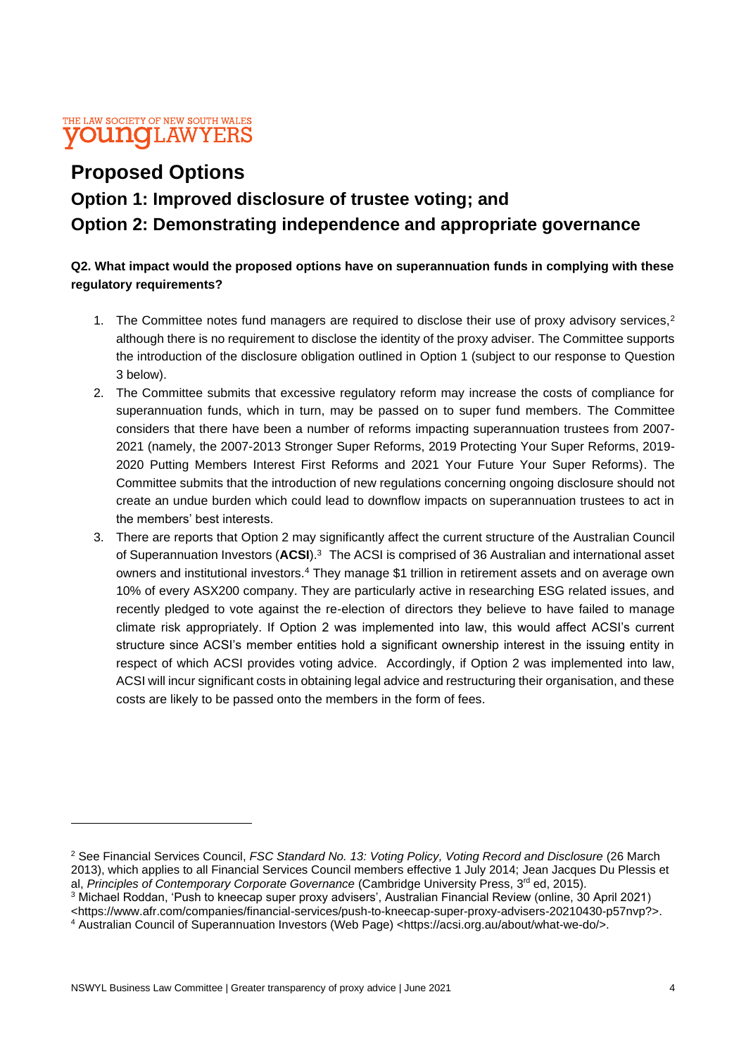# Proposed Options

## Option 1: Improved disclosure of trustee voting; and

## Option 2: Demonstrating independence and appropriate governance

**Q2. What impact would the proposed options have on superannuation funds in complying with these regulatory requirements?**

1. The Committee notes fund managers are required to disclose their use of proxy advisory services,[2] although there is no requirement to disclose the identity of the proxy adviser. The Committee supports the introduction of the disclosure obligation outlined in Option 1 (subject to our response to Question 3 below).
2. The Committee submits that excessive regulatory reform may increase the costs of compliance for superannuation funds, which in turn, may be passed on to super fund members. The Committee considers that there have been a number of reforms impacting superannuation trustees from 2007-2021 (namely, the 2007-2013 Stronger Super Reforms, 2019 Protecting Your Super Reforms, 2019-2020 Putting Members Interest First Reforms and 2021 Your Future Your Super Reforms). The Committee submits that the introduction of new regulations concerning ongoing disclosure should not create an undue burden which could lead to downflow impacts on superannuation trustees to act in the members' best interests.
3. There are reports that Option 2 may significantly affect the current structure of the Australian Council of Superannuation Investors (**ACSI**).[3] The ACSI is comprised of 36 Australian and international asset owners and institutional investors.[4] They manage $1 trillion in retirement assets and on average own 10% of every ASX200 company. They are particularly active in researching ESG related issues, and recently pledged to vote against the re-election of directors they believe to have failed to manage climate risk appropriately. If Option 2 was implemented into law, this would affect ACSI's current structure since ACSI's member entities hold a significant ownership interest in the issuing entity in respect of which ACSI provides voting advice. Accordingly, if Option 2 was implemented into law, ACSI will incur significant costs in obtaining legal advice and restructuring their organisation, and these costs are likely to be passed onto the members in the form of fees.

---

[2] See Financial Services Council, *FSC Standard No. 13: Voting Policy, Voting Record and Disclosure* (26 March 2013), which applies to all Financial Services Council members effective 1 July 2014; Jean Jacques Du Plessis et al, *Principles of Contemporary Corporate Governance* (Cambridge University Press, 3rd ed, 2015).

[3] Michael Roddan, 'Push to kneecap super proxy advisers', Australian Financial Review (online, 30 April 2021) <https://www.afr.com/companies/financial-services/push-to-kneecap-super-proxy-advisers-20210430-p57nvp?>.

[4] Australian Council of Superannuation Investors (Web Page) <https://acsi.org.au/about/what-we-do/>.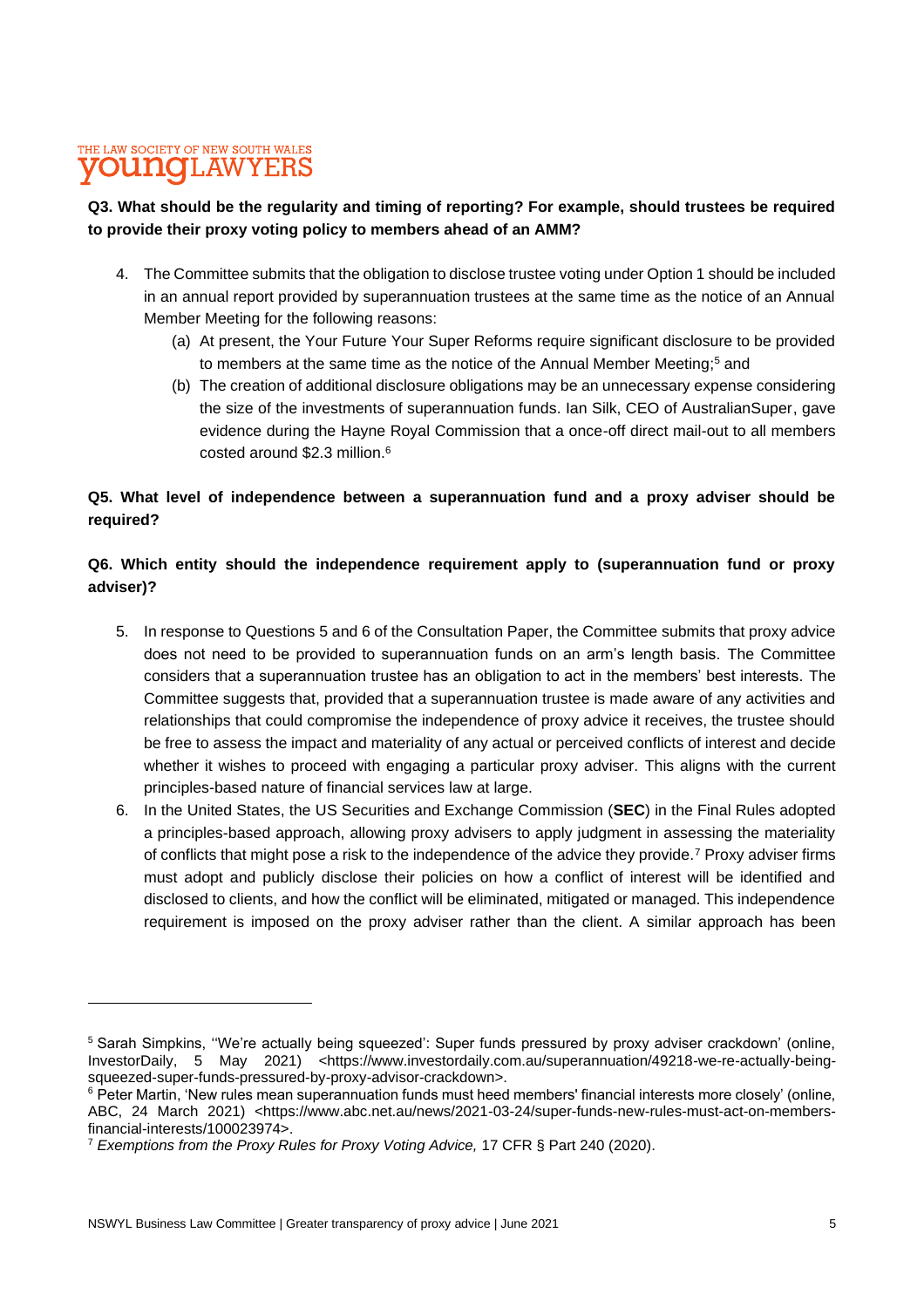**Q3. What should be the regularity and timing of reporting? For example, should trustees be required to provide their proxy voting policy to members ahead of an AMM?**

4. The Committee submits that the obligation to disclose trustee voting under Option 1 should be included in an annual report provided by superannuation trustees at the same time as the notice of an Annual Member Meeting for the following reasons:
   (a) At present, the Your Future Your Super Reforms require significant disclosure to be provided to members at the same time as the notice of the Annual Member Meeting;[5] and
   (b) The creation of additional disclosure obligations may be an unnecessary expense considering the size of the investments of superannuation funds. Ian Silk, CEO of AustralianSuper, gave evidence during the Hayne Royal Commission that a once-off direct mail-out to all members costed around $2.3 million.[6]

**Q5. What level of independence between a superannuation fund and a proxy adviser should be required?**

**Q6. Which entity should the independence requirement apply to (superannuation fund or proxy adviser)?**

5. In response to Questions 5 and 6 of the Consultation Paper, the Committee submits that proxy advice does not need to be provided to superannuation funds on an arm's length basis. The Committee considers that a superannuation trustee has an obligation to act in the members' best interests. The Committee suggests that, provided that a superannuation trustee is made aware of any activities and relationships that could compromise the independence of proxy advice it receives, the trustee should be free to assess the impact and materiality of any actual or perceived conflicts of interest and decide whether it wishes to proceed with engaging a particular proxy adviser. This aligns with the current principles-based nature of financial services law at large.
6. In the United States, the US Securities and Exchange Commission (**SEC**) in the Final Rules adopted a principles-based approach, allowing proxy advisers to apply judgment in assessing the materiality of conflicts that might pose a risk to the independence of the advice they provide.[7] Proxy adviser firms must adopt and publicly disclose their policies on how a conflict of interest will be identified and disclosed to clients, and how the conflict will be eliminated, mitigated or managed. This independence requirement is imposed on the proxy adviser rather than the client. A similar approach has been

---

[5] Sarah Simpkins, ''We're actually being squeezed': Super funds pressured by proxy adviser crackdown' (online, InvestorDaily, 5 May 2021) <https://www.investordaily.com.au/superannuation/49218-we-re-actually-being-squeezed-super-funds-pressured-by-proxy-advisor-crackdown>.

[6] Peter Martin, 'New rules mean superannuation funds must heed members' financial interests more closely' (online, ABC, 24 March 2021) <https://www.abc.net.au/news/2021-03-24/super-funds-new-rules-must-act-on-members-financial-interests/100023974>.

[7] *Exemptions from the Proxy Rules for Proxy Voting Advice,* 17 CFR § Part 240 (2020).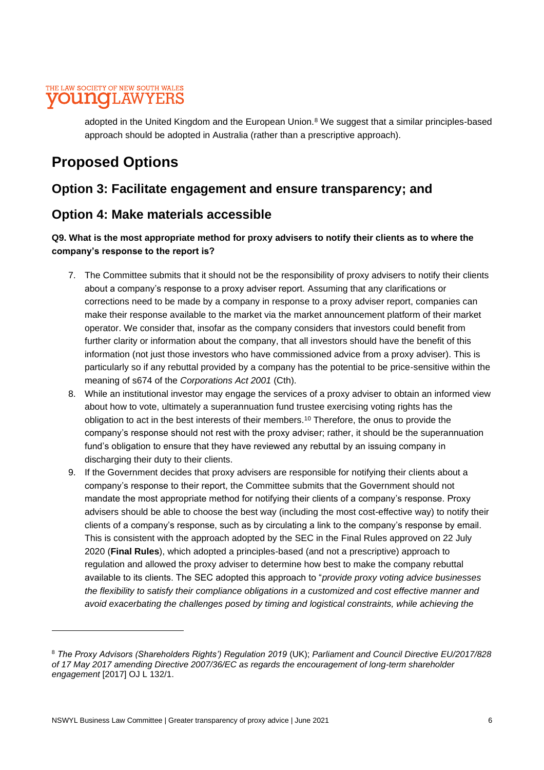adopted in the United Kingdom and the European Union.[8] We suggest that a similar principles-based approach should be adopted in Australia (rather than a prescriptive approach).

# Proposed Options

## Option 3: Facilitate engagement and ensure transparency; and

## Option 4: Make materials accessible

**Q9. What is the most appropriate method for proxy advisers to notify their clients as to where the company's response to the report is?**

7. The Committee submits that it should not be the responsibility of proxy advisers to notify their clients about a company's response to a proxy adviser report. Assuming that any clarifications or corrections need to be made by a company in response to a proxy adviser report, companies can make their response available to the market via the market announcement platform of their market operator. We consider that, insofar as the company considers that investors could benefit from further clarity or information about the company, that all investors should have the benefit of this information (not just those investors who have commissioned advice from a proxy adviser). This is particularly so if any rebuttal provided by a company has the potential to be price-sensitive within the meaning of s674 of the *Corporations Act 2001* (Cth).
8. While an institutional investor may engage the services of a proxy adviser to obtain an informed view about how to vote, ultimately a superannuation fund trustee exercising voting rights has the obligation to act in the best interests of their members.[10] Therefore, the onus to provide the company's response should not rest with the proxy adviser; rather, it should be the superannuation fund's obligation to ensure that they have reviewed any rebuttal by an issuing company in discharging their duty to their clients.
9. If the Government decides that proxy advisers are responsible for notifying their clients about a company's response to their report, the Committee submits that the Government should not mandate the most appropriate method for notifying their clients of a company's response. Proxy advisers should be able to choose the best way (including the most cost-effective way) to notify their clients of a company's response, such as by circulating a link to the company's response by email. This is consistent with the approach adopted by the SEC in the Final Rules approved on 22 July 2020 (**Final Rules**), which adopted a principles-based (and not a prescriptive) approach to regulation and allowed the proxy adviser to determine how best to make the company rebuttal available to its clients. The SEC adopted this approach to "*provide proxy voting advice businesses the flexibility to satisfy their compliance obligations in a customized and cost effective manner and avoid exacerbating the challenges posed by timing and logistical constraints, while achieving the*

---

[8] *The Proxy Advisors (Shareholders Rights') Regulation 2019* (UK); *Parliament and Council Directive EU/2017/828 of 17 May 2017 amending Directive 2007/36/EC as regards the encouragement of long-term shareholder engagement* [2017] OJ L 132/1.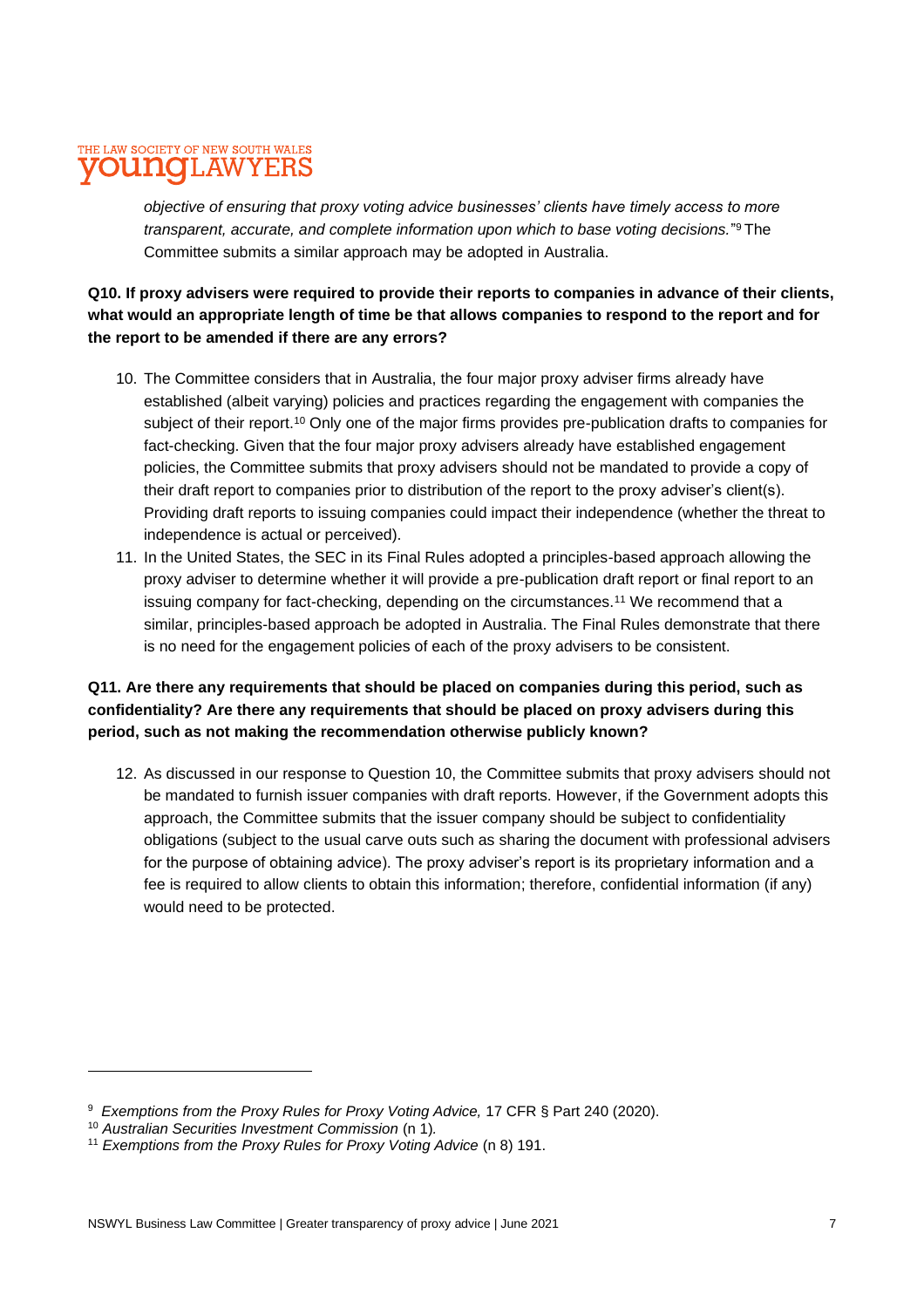*objective of ensuring that proxy voting advice businesses' clients have timely access to more transparent, accurate, and complete information upon which to base voting decisions."*[9] The Committee submits a similar approach may be adopted in Australia.

**Q10. If proxy advisers were required to provide their reports to companies in advance of their clients, what would an appropriate length of time be that allows companies to respond to the report and for the report to be amended if there are any errors?**

10. The Committee considers that in Australia, the four major proxy adviser firms already have established (albeit varying) policies and practices regarding the engagement with companies the subject of their report.[10] Only one of the major firms provides pre-publication drafts to companies for fact-checking. Given that the four major proxy advisers already have established engagement policies, the Committee submits that proxy advisers should not be mandated to provide a copy of their draft report to companies prior to distribution of the report to the proxy adviser's client(s). Providing draft reports to issuing companies could impact their independence (whether the threat to independence is actual or perceived).
11. In the United States, the SEC in its Final Rules adopted a principles-based approach allowing the proxy adviser to determine whether it will provide a pre-publication draft report or final report to an issuing company for fact-checking, depending on the circumstances.[11] We recommend that a similar, principles-based approach be adopted in Australia. The Final Rules demonstrate that there is no need for the engagement policies of each of the proxy advisers to be consistent.

**Q11. Are there any requirements that should be placed on companies during this period, such as confidentiality? Are there any requirements that should be placed on proxy advisers during this period, such as not making the recommendation otherwise publicly known?**

12. As discussed in our response to Question 10, the Committee submits that proxy advisers should not be mandated to furnish issuer companies with draft reports. However, if the Government adopts this approach, the Committee submits that the issuer company should be subject to confidentiality obligations (subject to the usual carve outs such as sharing the document with professional advisers for the purpose of obtaining advice). The proxy adviser's report is its proprietary information and a fee is required to allow clients to obtain this information; therefore, confidential information (if any) would need to be protected.

---

[9] *Exemptions from the Proxy Rules for Proxy Voting Advice,* 17 CFR § Part 240 (2020).

[10] *Australian Securities Investment Commission* (n 1).

[11] *Exemptions from the Proxy Rules for Proxy Voting Advice* (n 8) 191.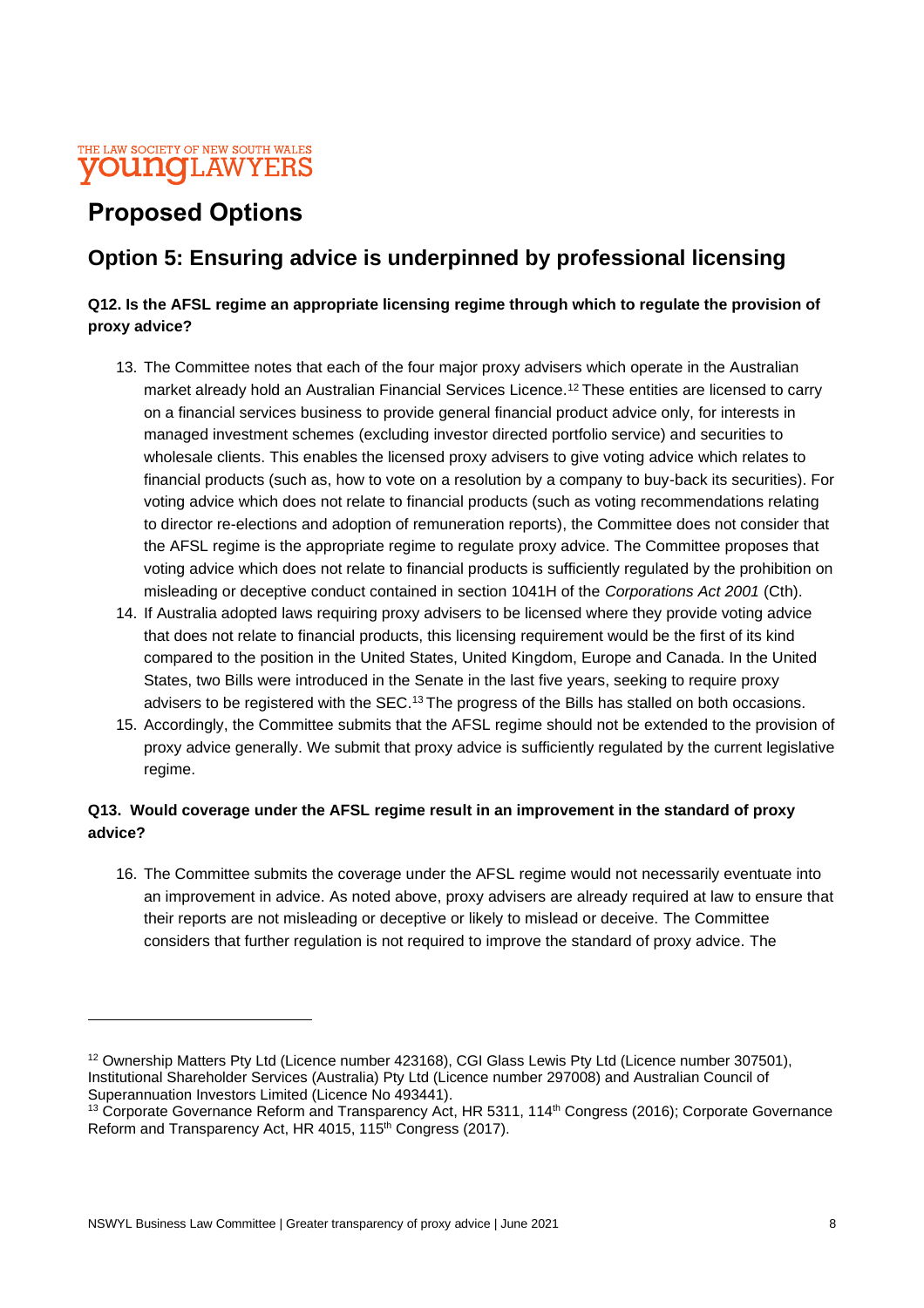# Proposed Options

## Option 5: Ensuring advice is underpinned by professional licensing

**Q12. Is the AFSL regime an appropriate licensing regime through which to regulate the provision of proxy advice?**

13. The Committee notes that each of the four major proxy advisers which operate in the Australian market already hold an Australian Financial Services Licence.[12] These entities are licensed to carry on a financial services business to provide general financial product advice only, for interests in managed investment schemes (excluding investor directed portfolio service) and securities to wholesale clients. This enables the licensed proxy advisers to give voting advice which relates to financial products (such as, how to vote on a resolution by a company to buy-back its securities). For voting advice which does not relate to financial products (such as voting recommendations relating to director re-elections and adoption of remuneration reports), the Committee does not consider that the AFSL regime is the appropriate regime to regulate proxy advice. The Committee proposes that voting advice which does not relate to financial products is sufficiently regulated by the prohibition on misleading or deceptive conduct contained in section 1041H of the *Corporations Act 2001* (Cth).
14. If Australia adopted laws requiring proxy advisers to be licensed where they provide voting advice that does not relate to financial products, this licensing requirement would be the first of its kind compared to the position in the United States, United Kingdom, Europe and Canada. In the United States, two Bills were introduced in the Senate in the last five years, seeking to require proxy advisers to be registered with the SEC.[13] The progress of the Bills has stalled on both occasions.
15. Accordingly, the Committee submits that the AFSL regime should not be extended to the provision of proxy advice generally. We submit that proxy advice is sufficiently regulated by the current legislative regime.

**Q13. Would coverage under the AFSL regime result in an improvement in the standard of proxy advice?**

16. The Committee submits the coverage under the AFSL regime would not necessarily eventuate into an improvement in advice. As noted above, proxy advisers are already required at law to ensure that their reports are not misleading or deceptive or likely to mislead or deceive. The Committee considers that further regulation is not required to improve the standard of proxy advice. The

---

[12] Ownership Matters Pty Ltd (Licence number 423168), CGI Glass Lewis Pty Ltd (Licence number 307501), Institutional Shareholder Services (Australia) Pty Ltd (Licence number 297008) and Australian Council of Superannuation Investors Limited (Licence No 493441).

[13] Corporate Governance Reform and Transparency Act, HR 5311, 114th Congress (2016); Corporate Governance Reform and Transparency Act, HR 4015, 115th Congress (2017).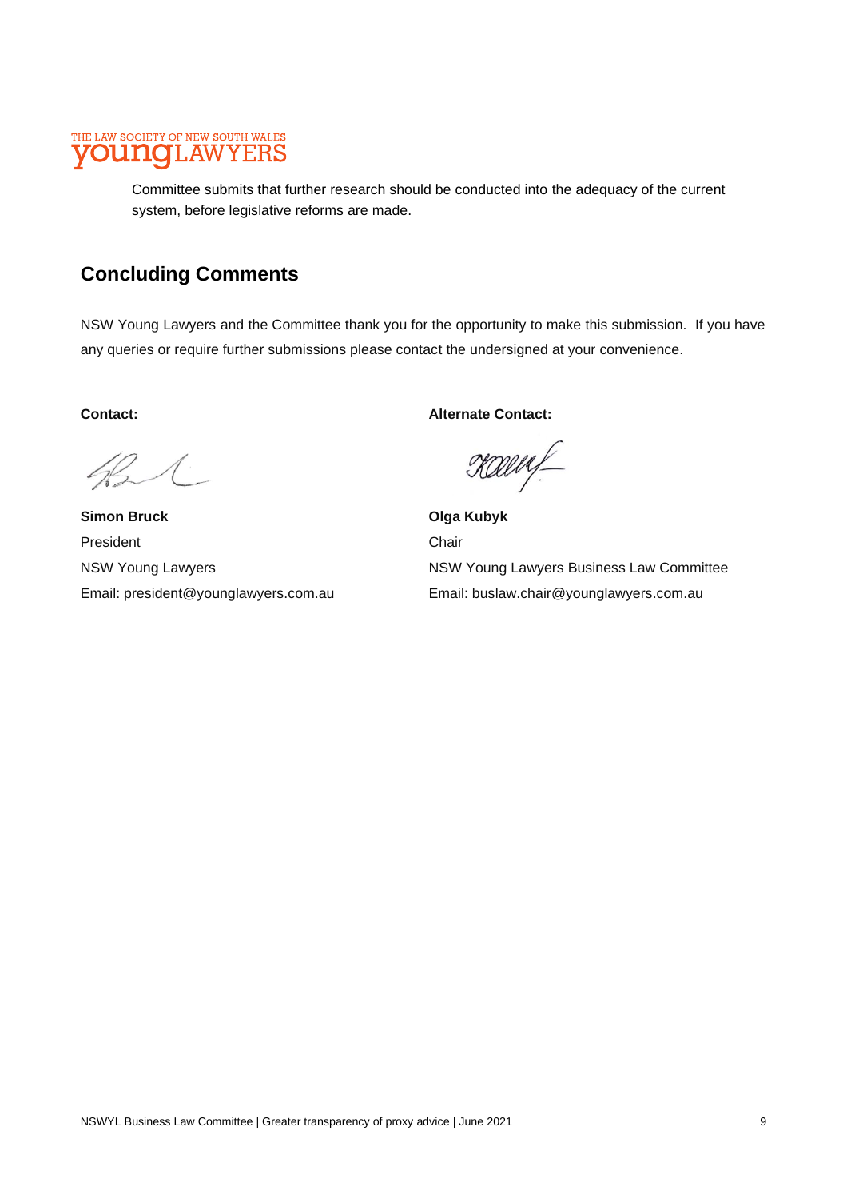Committee submits that further research should be conducted into the adequacy of the current system, before legislative reforms are made.

## Concluding Comments

NSW Young Lawyers and the Committee thank you for the opportunity to make this submission. If you have any queries or require further submissions please contact the undersigned at your convenience.

**Contact:**

**Simon Bruck**
President
NSW Young Lawyers
Email: president@younglawyers.com.au

**Alternate Contact:**

**Olga Kubyk**
Chair
NSW Young Lawyers Business Law Committee
Email: buslaw.chair@younglawyers.com.au